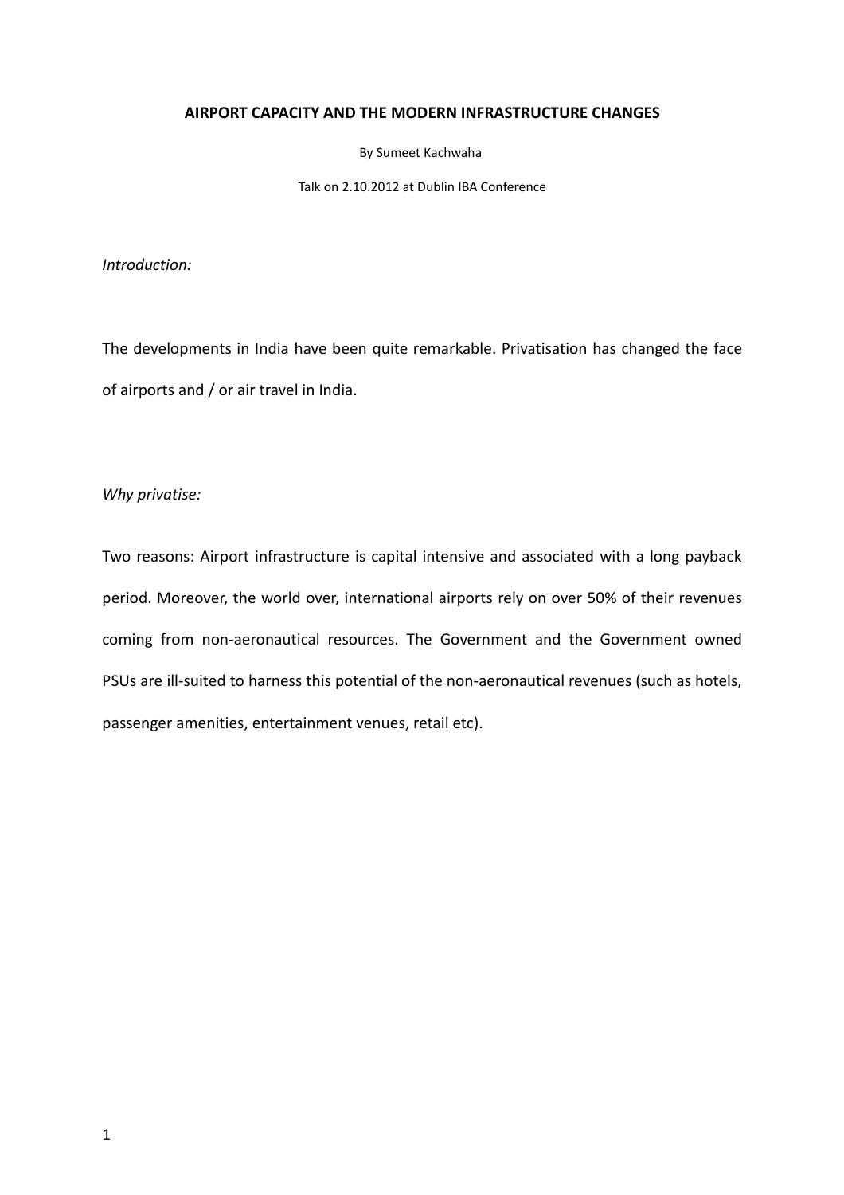# AIRPORT CAPACITY AND THE MODERN INFRASTRUCTURE CHANGES

By Sumeet Kachwaha

Talk on 2.10.2012 at Dublin IBA Conference

*Introduction:*

The developments in India have been quite remarkable. Privatisation has changed the face of airports and / or air travel in India.

*Why privatise:*

Two reasons: Airport infrastructure is capital intensive and associated with a long payback period. Moreover, the world over, international airports rely on over 50% of their revenues coming from non-aeronautical resources. The Government and the Government owned PSUs are ill-suited to harness this potential of the non-aeronautical revenues (such as hotels, passenger amenities, entertainment venues, retail etc).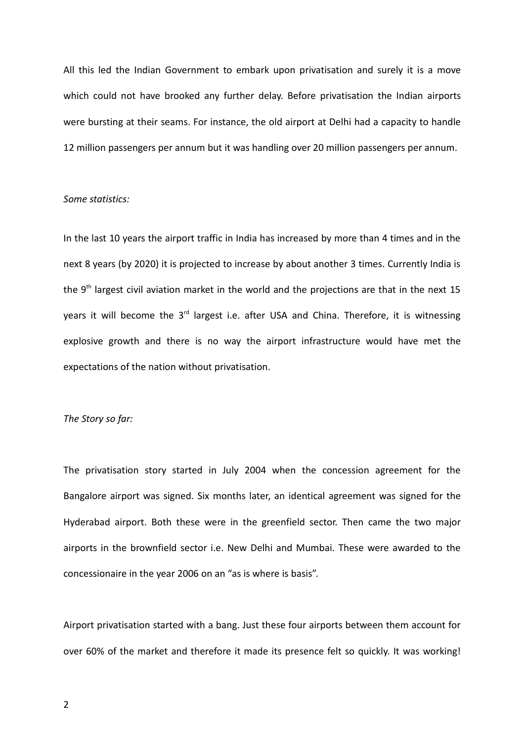All this led the Indian Government to embark upon privatisation and surely it is a move which could not have brooked any further delay. Before privatisation the Indian airports were bursting at their seams. For instance, the old airport at Delhi had a capacity to handle 12 million passengers per annum but it was handling over 20 million passengers per annum.

*Some statistics:*

In the last 10 years the airport traffic in India has increased by more than 4 times and in the next 8 years (by 2020) it is projected to increase by about another 3 times. Currently India is the 9th largest civil aviation market in the world and the projections are that in the next 15 years it will become the 3rd largest i.e. after USA and China. Therefore, it is witnessing explosive growth and there is no way the airport infrastructure would have met the expectations of the nation without privatisation.

*The Story so far:*

The privatisation story started in July 2004 when the concession agreement for the Bangalore airport was signed. Six months later, an identical agreement was signed for the Hyderabad airport. Both these were in the greenfield sector. Then came the two major airports in the brownfield sector i.e. New Delhi and Mumbai. These were awarded to the concessionaire in the year 2006 on an "as is where is basis".

Airport privatisation started with a bang. Just these four airports between them account for over 60% of the market and therefore it made its presence felt so quickly. It was working!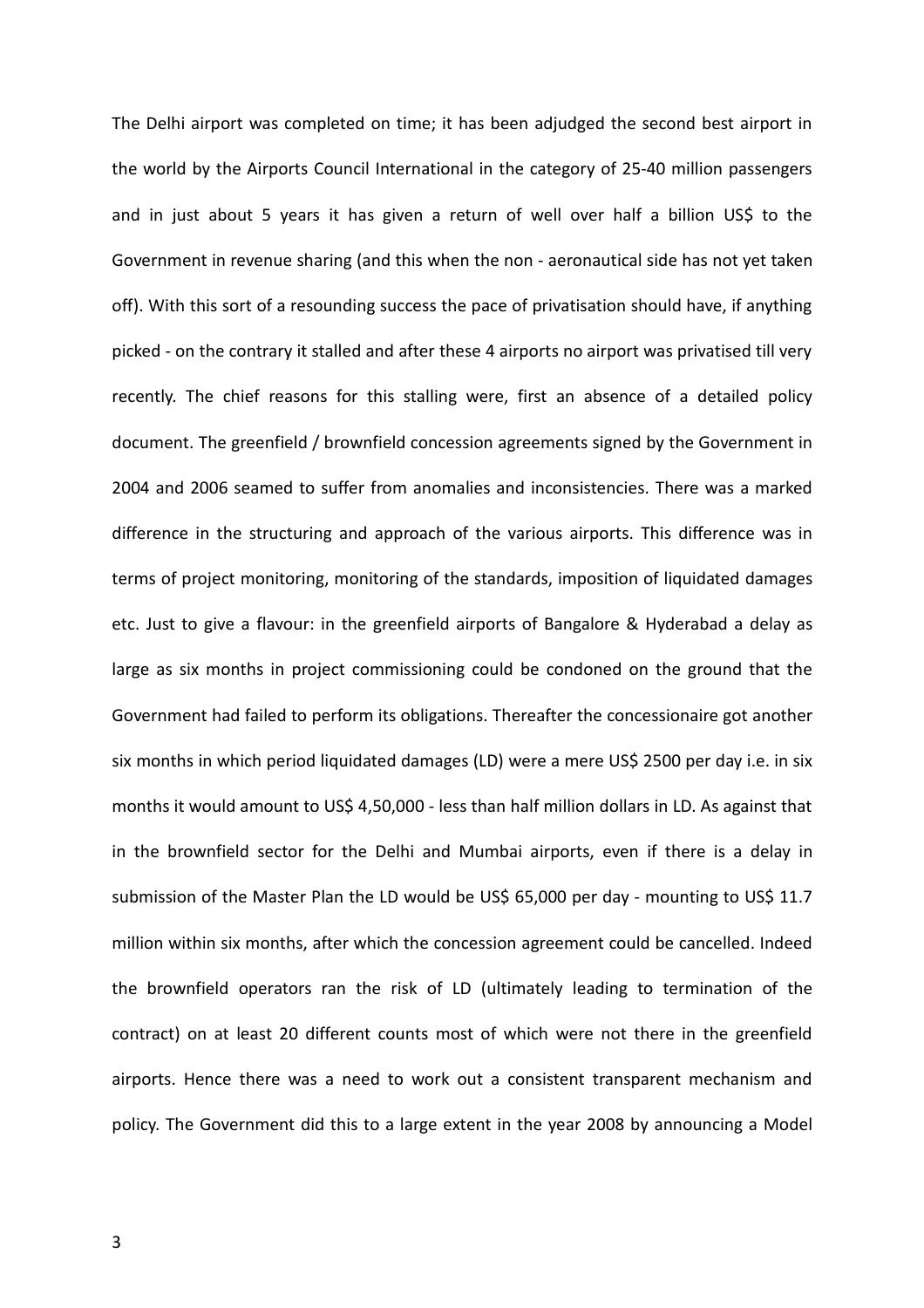The Delhi airport was completed on time; it has been adjudged the second best airport in the world by the Airports Council International in the category of 25-40 million passengers and in just about 5 years it has given a return of well over half a billion US$ to the Government in revenue sharing (and this when the non - aeronautical side has not yet taken off). With this sort of a resounding success the pace of privatisation should have, if anything picked - on the contrary it stalled and after these 4 airports no airport was privatised till very recently. The chief reasons for this stalling were, first an absence of a detailed policy document. The greenfield / brownfield concession agreements signed by the Government in 2004 and 2006 seamed to suffer from anomalies and inconsistencies. There was a marked difference in the structuring and approach of the various airports. This difference was in terms of project monitoring, monitoring of the standards, imposition of liquidated damages etc. Just to give a flavour: in the greenfield airports of Bangalore & Hyderabad a delay as large as six months in project commissioning could be condoned on the ground that the Government had failed to perform its obligations. Thereafter the concessionaire got another six months in which period liquidated damages (LD) were a mere US$ 2500 per day i.e. in six months it would amount to US$ 4,50,000 - less than half million dollars in LD. As against that in the brownfield sector for the Delhi and Mumbai airports, even if there is a delay in submission of the Master Plan the LD would be US$ 65,000 per day - mounting to US$ 11.7 million within six months, after which the concession agreement could be cancelled. Indeed the brownfield operators ran the risk of LD (ultimately leading to termination of the contract) on at least 20 different counts most of which were not there in the greenfield airports. Hence there was a need to work out a consistent transparent mechanism and policy. The Government did this to a large extent in the year 2008 by announcing a Model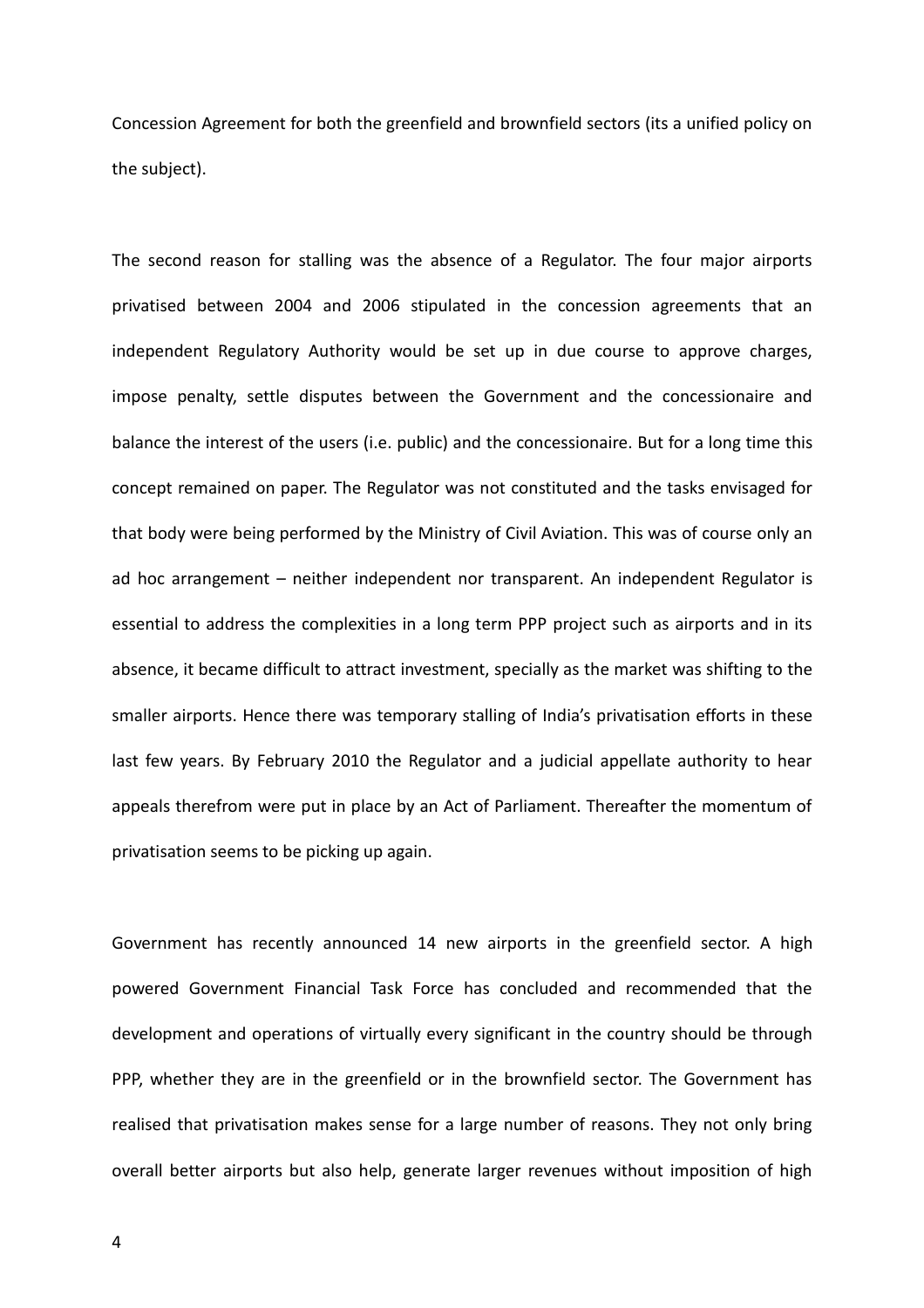Concession Agreement for both the greenfield and brownfield sectors (its a unified policy on the subject).

The second reason for stalling was the absence of a Regulator. The four major airports privatised between 2004 and 2006 stipulated in the concession agreements that an independent Regulatory Authority would be set up in due course to approve charges, impose penalty, settle disputes between the Government and the concessionaire and balance the interest of the users (i.e. public) and the concessionaire. But for a long time this concept remained on paper. The Regulator was not constituted and the tasks envisaged for that body were being performed by the Ministry of Civil Aviation. This was of course only an ad hoc arrangement – neither independent nor transparent. An independent Regulator is essential to address the complexities in a long term PPP project such as airports and in its absence, it became difficult to attract investment, specially as the market was shifting to the smaller airports. Hence there was temporary stalling of India's privatisation efforts in these last few years. By February 2010 the Regulator and a judicial appellate authority to hear appeals therefrom were put in place by an Act of Parliament. Thereafter the momentum of privatisation seems to be picking up again.

Government has recently announced 14 new airports in the greenfield sector. A high powered Government Financial Task Force has concluded and recommended that the development and operations of virtually every significant in the country should be through PPP, whether they are in the greenfield or in the brownfield sector. The Government has realised that privatisation makes sense for a large number of reasons. They not only bring overall better airports but also help, generate larger revenues without imposition of high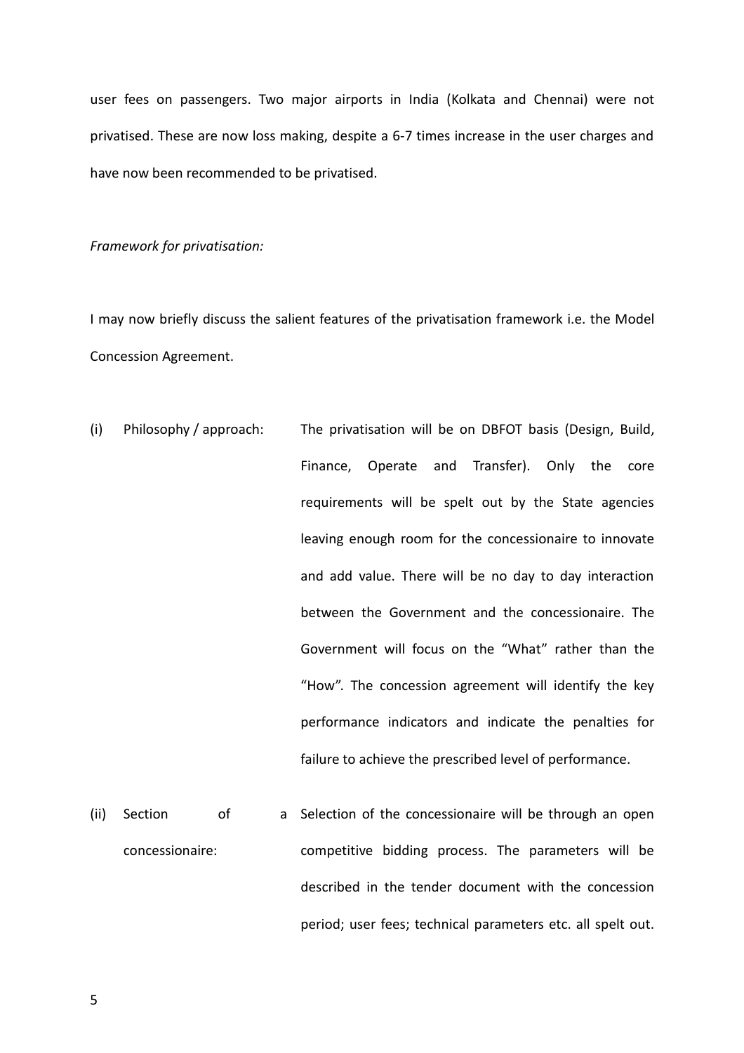user fees on passengers. Two major airports in India (Kolkata and Chennai) were not privatised. These are now loss making, despite a 6-7 times increase in the user charges and have now been recommended to be privatised.

*Framework for privatisation:*

I may now briefly discuss the salient features of the privatisation framework i.e. the Model Concession Agreement.

(i) Philosophy / approach: The privatisation will be on DBFOT basis (Design, Build, Finance, Operate and Transfer). Only the core requirements will be spelt out by the State agencies leaving enough room for the concessionaire to innovate and add value. There will be no day to day interaction between the Government and the concessionaire. The Government will focus on the "What" rather than the "How". The concession agreement will identify the key performance indicators and indicate the penalties for failure to achieve the prescribed level of performance.

(ii) Section of a concessionaire: Selection of the concessionaire will be through an open competitive bidding process. The parameters will be described in the tender document with the concession period; user fees; technical parameters etc. all spelt out.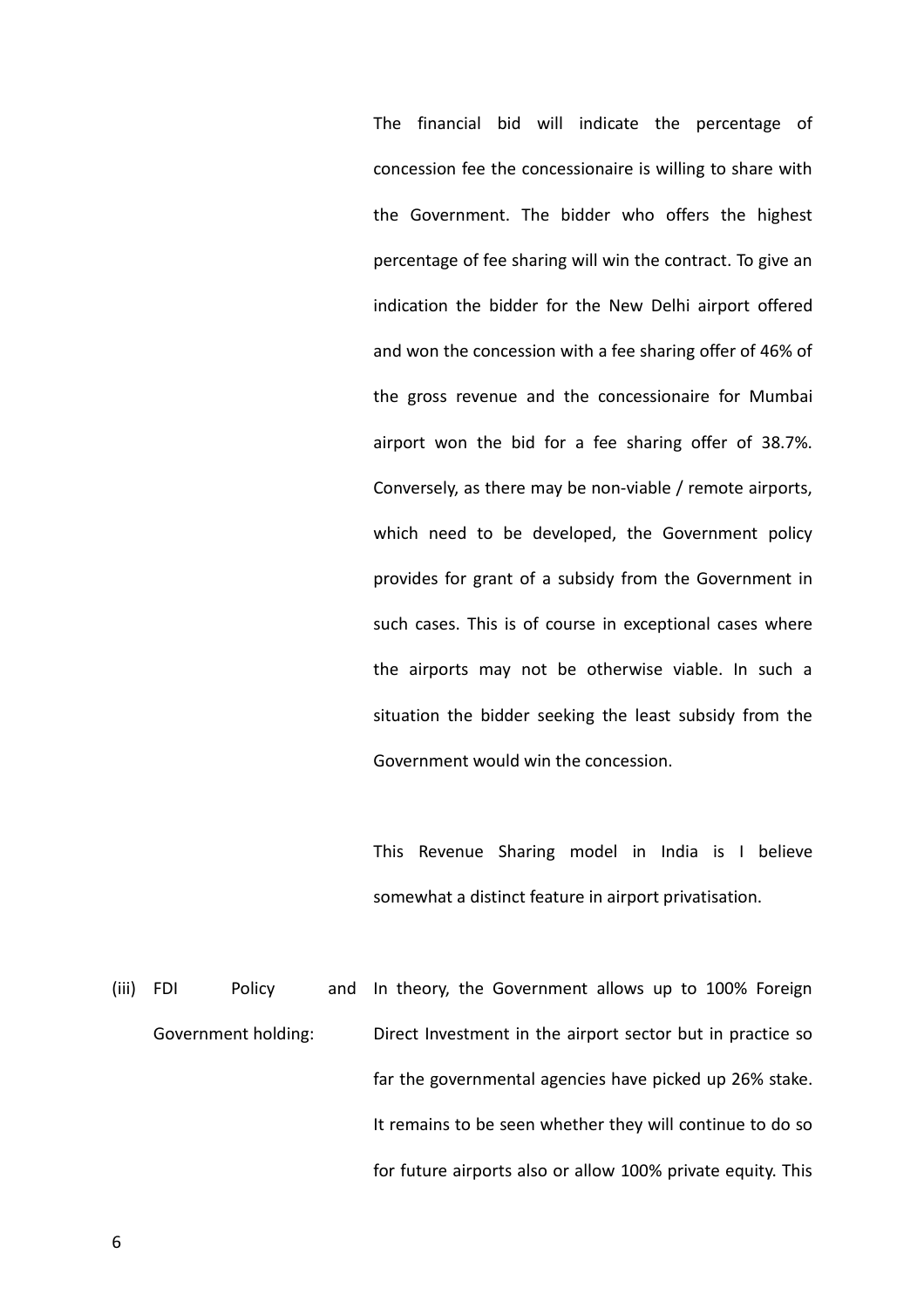The financial bid will indicate the percentage of concession fee the concessionaire is willing to share with the Government. The bidder who offers the highest percentage of fee sharing will win the contract. To give an indication the bidder for the New Delhi airport offered and won the concession with a fee sharing offer of 46% of the gross revenue and the concessionaire for Mumbai airport won the bid for a fee sharing offer of 38.7%. Conversely, as there may be non-viable / remote airports, which need to be developed, the Government policy provides for grant of a subsidy from the Government in such cases. This is of course in exceptional cases where the airports may not be otherwise viable. In such a situation the bidder seeking the least subsidy from the Government would win the concession.

This Revenue Sharing model in India is I believe somewhat a distinct feature in airport privatisation.

(iii) FDI Policy and Government holding: In theory, the Government allows up to 100% Foreign Direct Investment in the airport sector but in practice so far the governmental agencies have picked up 26% stake. It remains to be seen whether they will continue to do so for future airports also or allow 100% private equity. This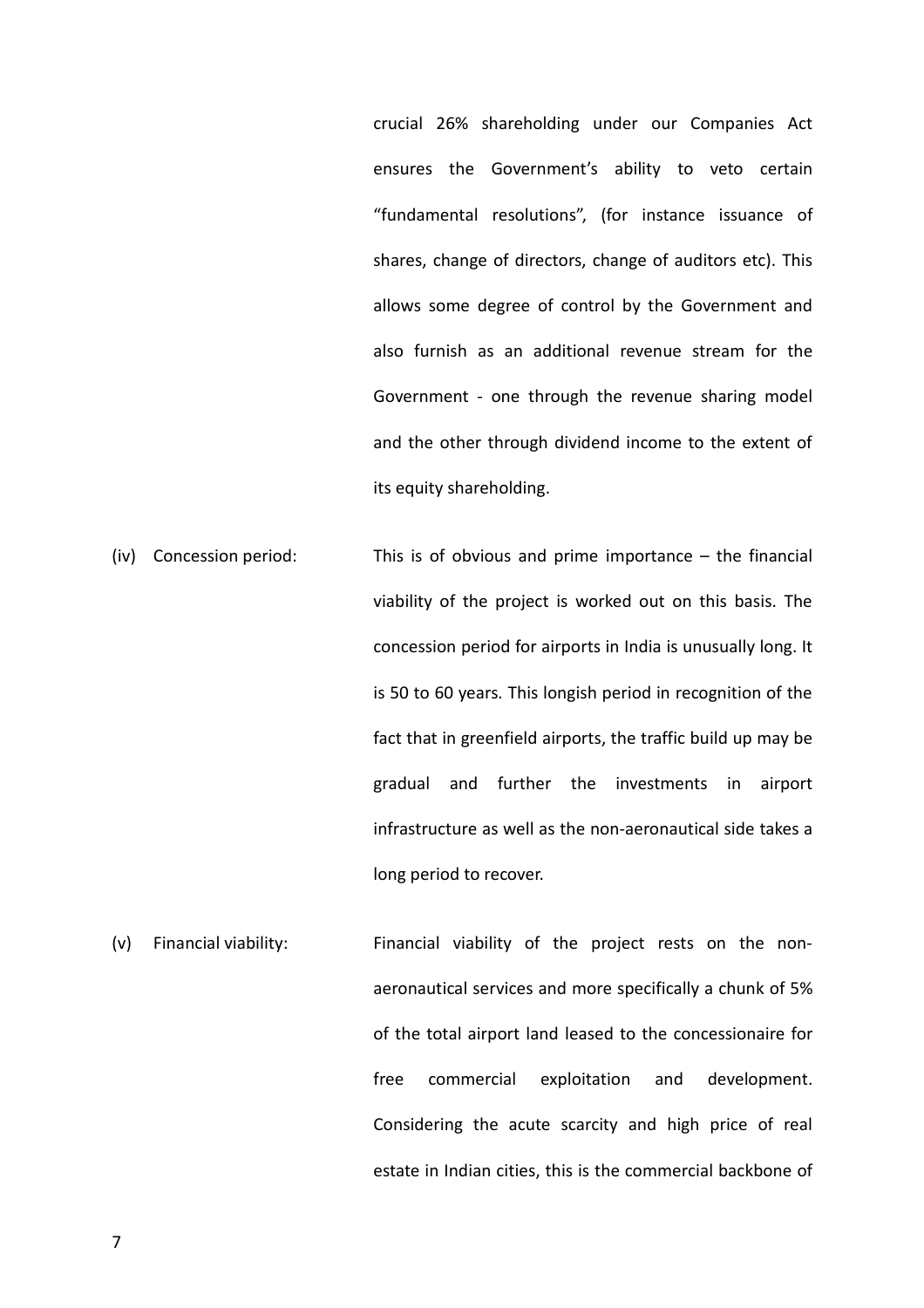crucial 26% shareholding under our Companies Act ensures the Government's ability to veto certain "fundamental resolutions", (for instance issuance of shares, change of directors, change of auditors etc). This allows some degree of control by the Government and also furnish as an additional revenue stream for the Government - one through the revenue sharing model and the other through dividend income to the extent of its equity shareholding.

(iv) Concession period: This is of obvious and prime importance – the financial viability of the project is worked out on this basis. The concession period for airports in India is unusually long. It is 50 to 60 years. This longish period in recognition of the fact that in greenfield airports, the traffic build up may be gradual and further the investments in airport infrastructure as well as the non-aeronautical side takes a long period to recover.

(v) Financial viability: Financial viability of the project rests on the non-aeronautical services and more specifically a chunk of 5% of the total airport land leased to the concessionaire for free commercial exploitation and development. Considering the acute scarcity and high price of real estate in Indian cities, this is the commercial backbone of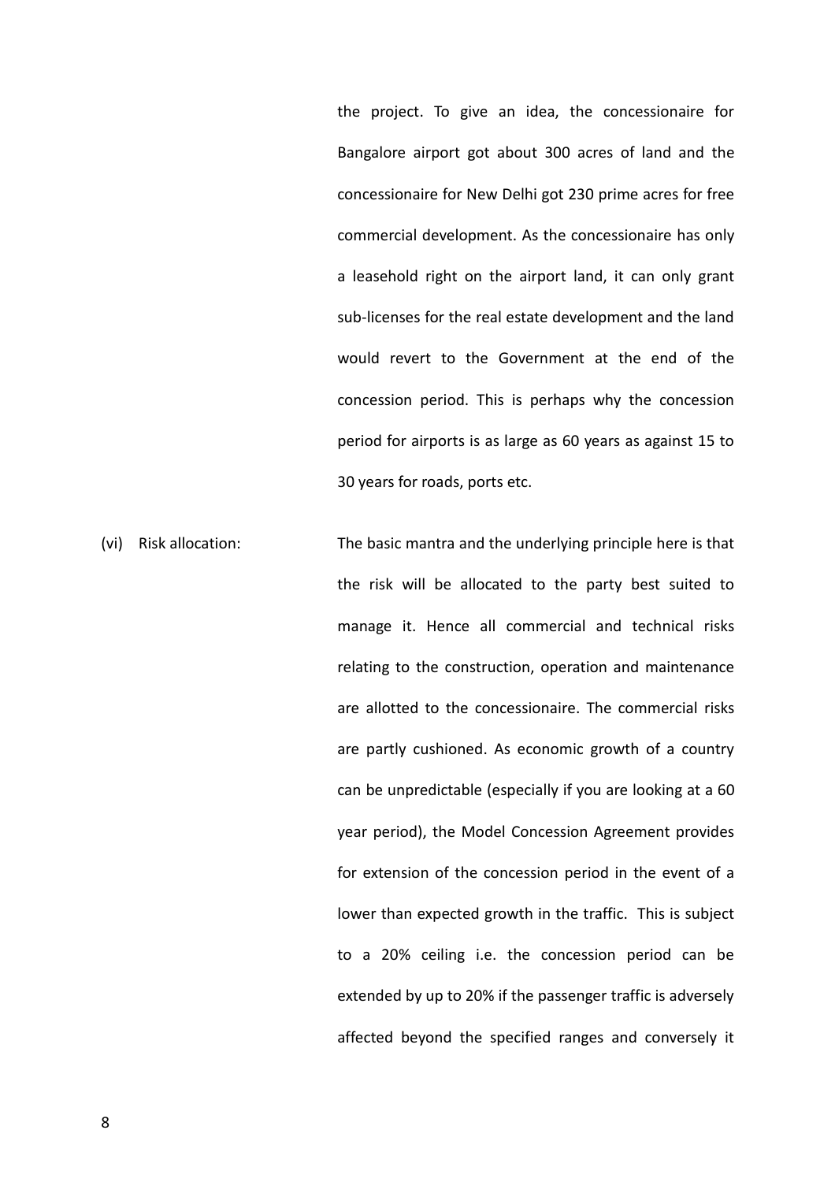the project. To give an idea, the concessionaire for Bangalore airport got about 300 acres of land and the concessionaire for New Delhi got 230 prime acres for free commercial development. As the concessionaire has only a leasehold right on the airport land, it can only grant sub-licenses for the real estate development and the land would revert to the Government at the end of the concession period. This is perhaps why the concession period for airports is as large as 60 years as against 15 to 30 years for roads, ports etc.

(vi) Risk allocation: The basic mantra and the underlying principle here is that the risk will be allocated to the party best suited to manage it. Hence all commercial and technical risks relating to the construction, operation and maintenance are allotted to the concessionaire. The commercial risks are partly cushioned. As economic growth of a country can be unpredictable (especially if you are looking at a 60 year period), the Model Concession Agreement provides for extension of the concession period in the event of a lower than expected growth in the traffic. This is subject to a 20% ceiling i.e. the concession period can be extended by up to 20% if the passenger traffic is adversely affected beyond the specified ranges and conversely it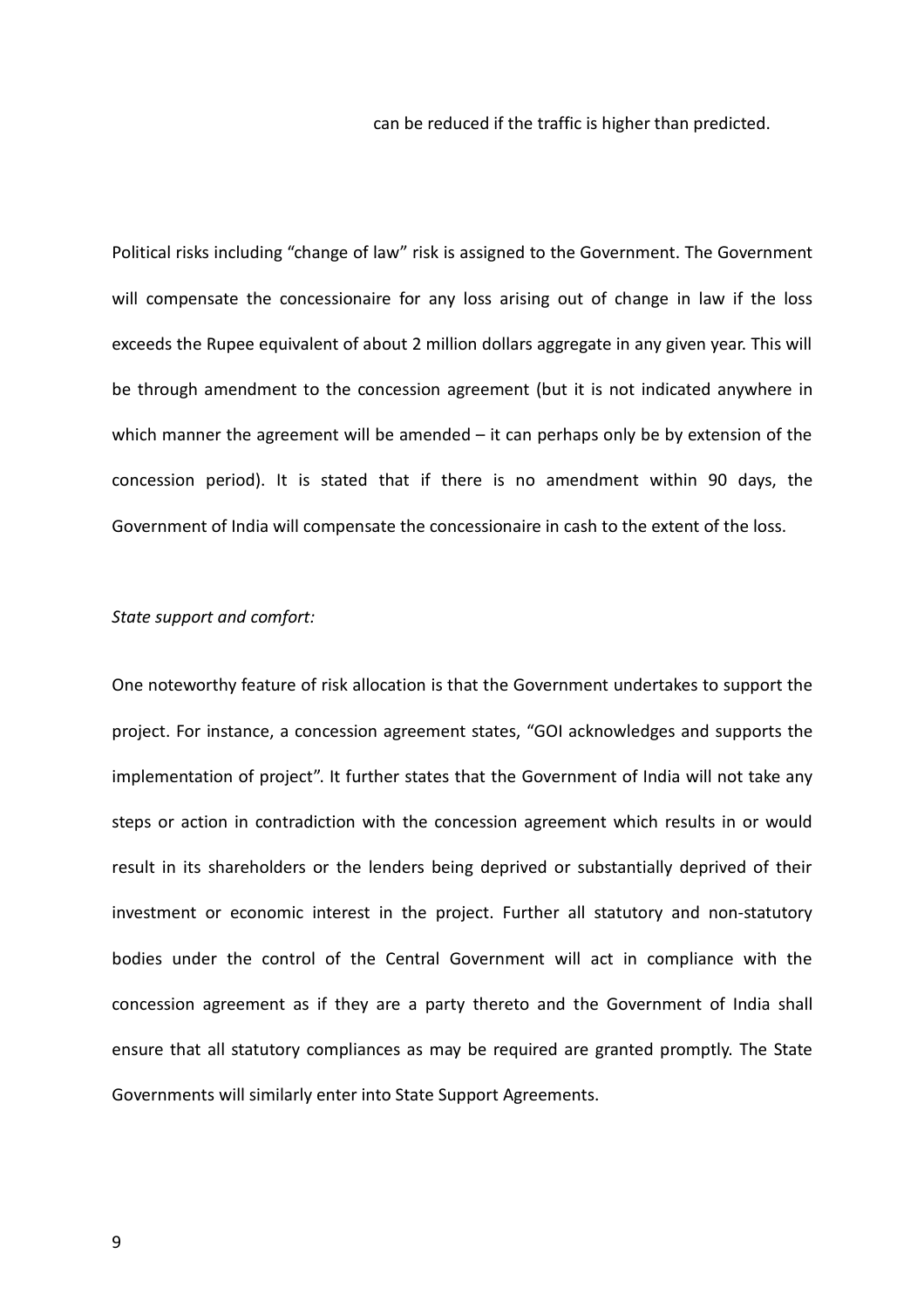can be reduced if the traffic is higher than predicted.

Political risks including "change of law" risk is assigned to the Government. The Government will compensate the concessionaire for any loss arising out of change in law if the loss exceeds the Rupee equivalent of about 2 million dollars aggregate in any given year. This will be through amendment to the concession agreement (but it is not indicated anywhere in which manner the agreement will be amended – it can perhaps only be by extension of the concession period). It is stated that if there is no amendment within 90 days, the Government of India will compensate the concessionaire in cash to the extent of the loss.

*State support and comfort:*

One noteworthy feature of risk allocation is that the Government undertakes to support the project. For instance, a concession agreement states, "GOI acknowledges and supports the implementation of project". It further states that the Government of India will not take any steps or action in contradiction with the concession agreement which results in or would result in its shareholders or the lenders being deprived or substantially deprived of their investment or economic interest in the project. Further all statutory and non-statutory bodies under the control of the Central Government will act in compliance with the concession agreement as if they are a party thereto and the Government of India shall ensure that all statutory compliances as may be required are granted promptly. The State Governments will similarly enter into State Support Agreements.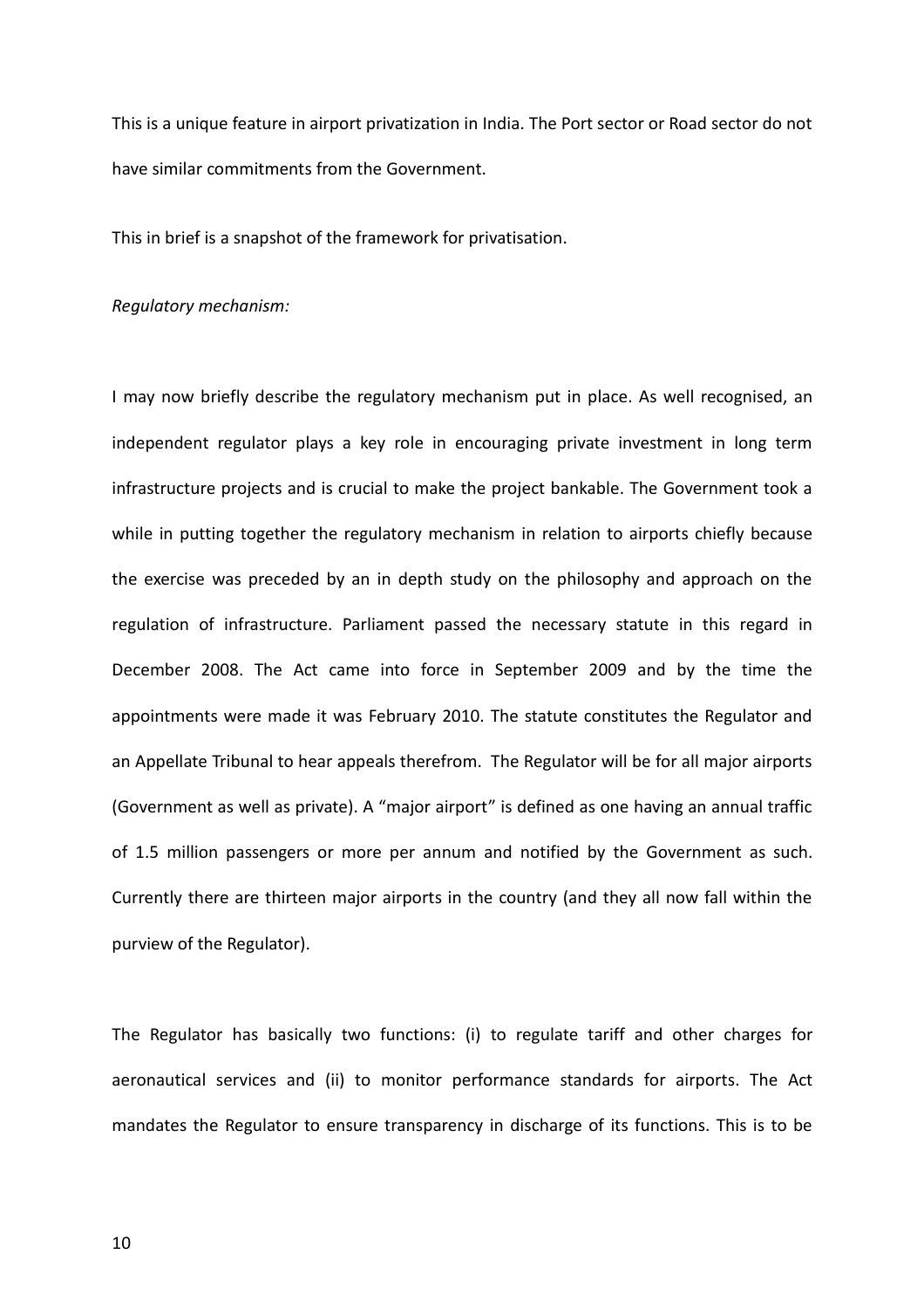This is a unique feature in airport privatization in India. The Port sector or Road sector do not have similar commitments from the Government.

This in brief is a snapshot of the framework for privatisation.

*Regulatory mechanism:*

I may now briefly describe the regulatory mechanism put in place. As well recognised, an independent regulator plays a key role in encouraging private investment in long term infrastructure projects and is crucial to make the project bankable. The Government took a while in putting together the regulatory mechanism in relation to airports chiefly because the exercise was preceded by an in depth study on the philosophy and approach on the regulation of infrastructure. Parliament passed the necessary statute in this regard in December 2008. The Act came into force in September 2009 and by the time the appointments were made it was February 2010. The statute constitutes the Regulator and an Appellate Tribunal to hear appeals therefrom. The Regulator will be for all major airports (Government as well as private). A "major airport" is defined as one having an annual traffic of 1.5 million passengers or more per annum and notified by the Government as such. Currently there are thirteen major airports in the country (and they all now fall within the purview of the Regulator).

The Regulator has basically two functions: (i) to regulate tariff and other charges for aeronautical services and (ii) to monitor performance standards for airports. The Act mandates the Regulator to ensure transparency in discharge of its functions. This is to be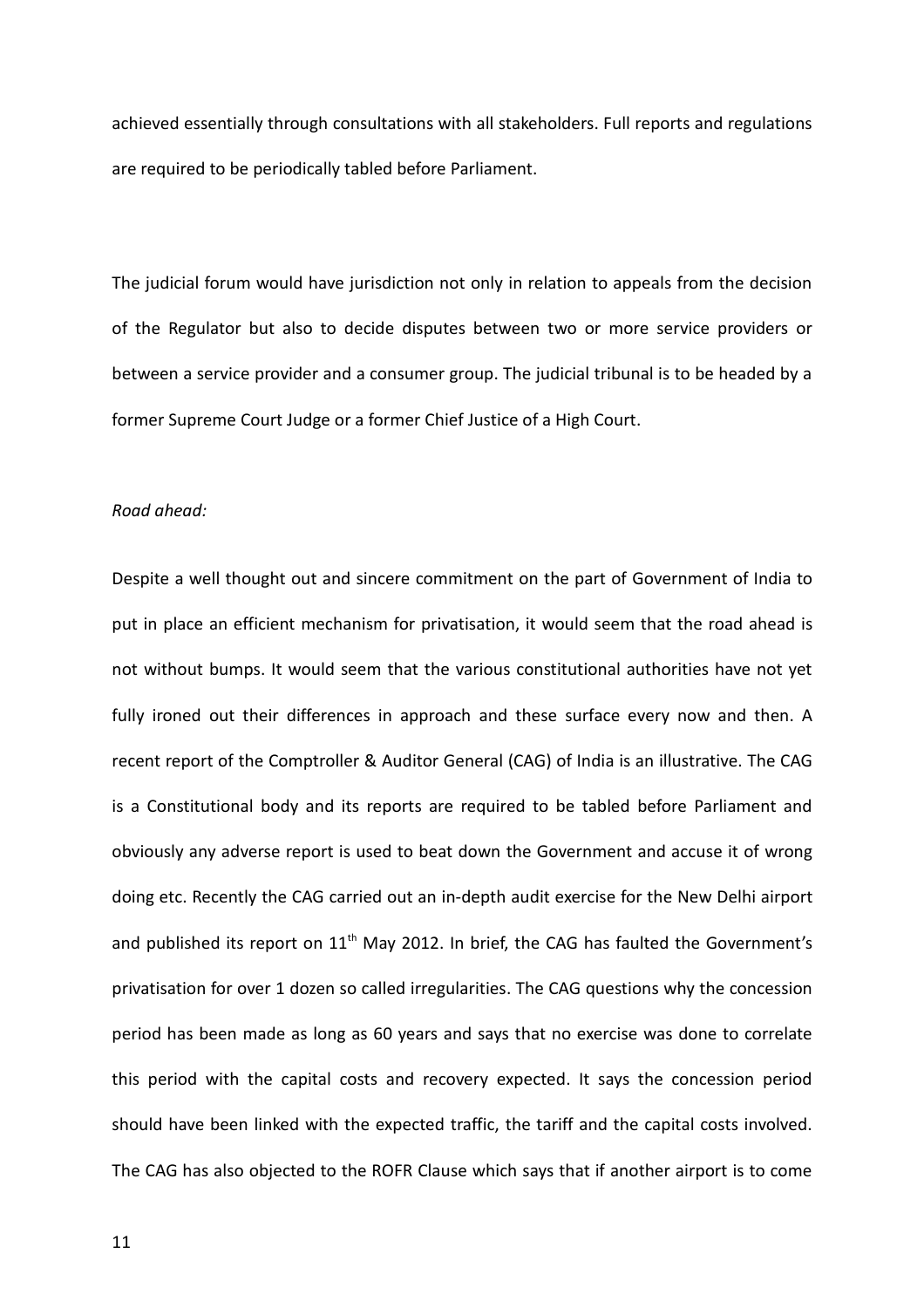achieved essentially through consultations with all stakeholders. Full reports and regulations are required to be periodically tabled before Parliament.

The judicial forum would have jurisdiction not only in relation to appeals from the decision of the Regulator but also to decide disputes between two or more service providers or between a service provider and a consumer group. The judicial tribunal is to be headed by a former Supreme Court Judge or a former Chief Justice of a High Court.

*Road ahead:*

Despite a well thought out and sincere commitment on the part of Government of India to put in place an efficient mechanism for privatisation, it would seem that the road ahead is not without bumps. It would seem that the various constitutional authorities have not yet fully ironed out their differences in approach and these surface every now and then. A recent report of the Comptroller & Auditor General (CAG) of India is an illustrative. The CAG is a Constitutional body and its reports are required to be tabled before Parliament and obviously any adverse report is used to beat down the Government and accuse it of wrong doing etc. Recently the CAG carried out an in-depth audit exercise for the New Delhi airport and published its report on 11th May 2012. In brief, the CAG has faulted the Government's privatisation for over 1 dozen so called irregularities. The CAG questions why the concession period has been made as long as 60 years and says that no exercise was done to correlate this period with the capital costs and recovery expected. It says the concession period should have been linked with the expected traffic, the tariff and the capital costs involved. The CAG has also objected to the ROFR Clause which says that if another airport is to come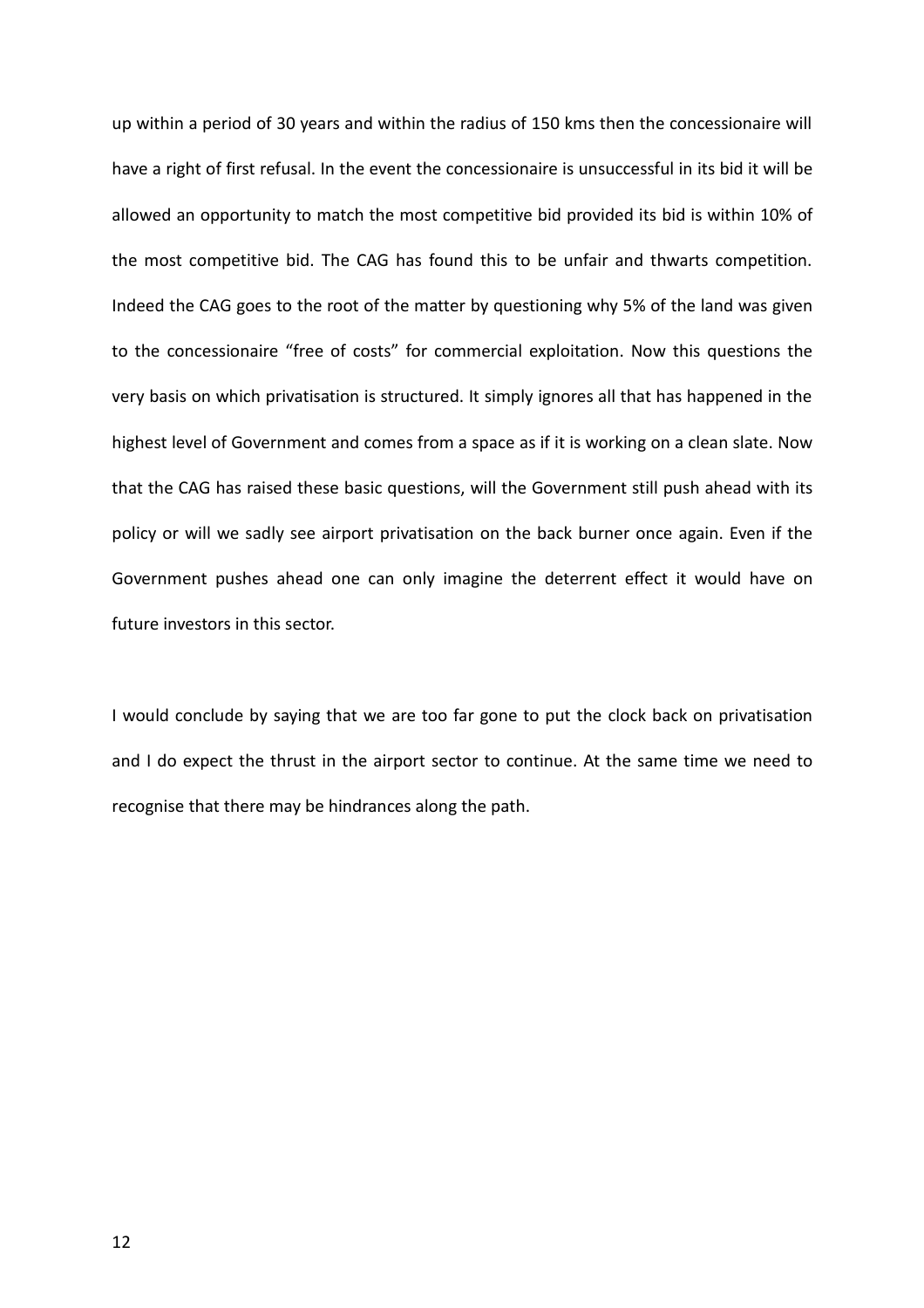up within a period of 30 years and within the radius of 150 kms then the concessionaire will have a right of first refusal. In the event the concessionaire is unsuccessful in its bid it will be allowed an opportunity to match the most competitive bid provided its bid is within 10% of the most competitive bid. The CAG has found this to be unfair and thwarts competition. Indeed the CAG goes to the root of the matter by questioning why 5% of the land was given to the concessionaire "free of costs" for commercial exploitation. Now this questions the very basis on which privatisation is structured. It simply ignores all that has happened in the highest level of Government and comes from a space as if it is working on a clean slate. Now that the CAG has raised these basic questions, will the Government still push ahead with its policy or will we sadly see airport privatisation on the back burner once again. Even if the Government pushes ahead one can only imagine the deterrent effect it would have on future investors in this sector.

I would conclude by saying that we are too far gone to put the clock back on privatisation and I do expect the thrust in the airport sector to continue. At the same time we need to recognise that there may be hindrances along the path.